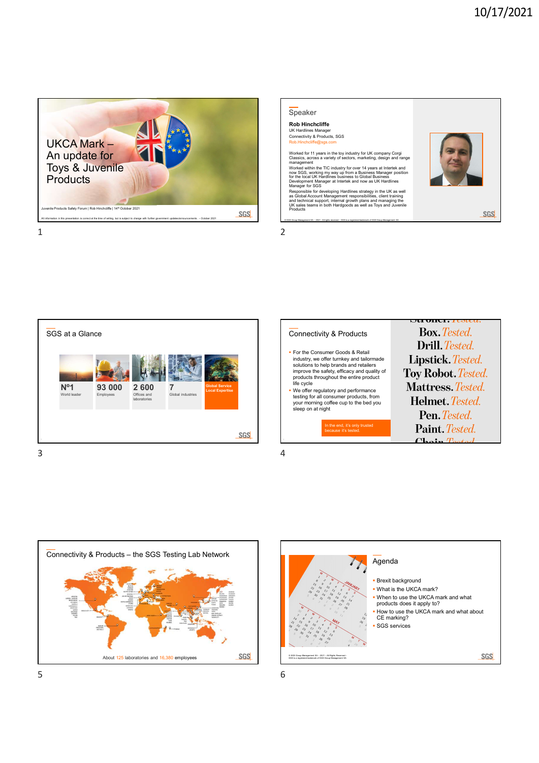# UKCA Mark – An update for Toys & Juvenile Products

Juvenile Products Safety Forum | Rob Hinchcliffe | 14th October 2021

All information in this presentation is correct at the time of writing, but is subject to change with further government updates/announcements – October 2021

## Speaker

**Rob Hinchcliffe**
UK Hardlines Manager
Connectivity & Products, SGS
Rob.Hinchcliffe@sgs.com

Worked for 11 years in the toy industry for UK company Corgi Classics, across a variety of sectors, marketing, design and range management

Worked within the TIC industry for over 14 years at Intertek and now SGS, working my way up from a Business Manager position for the local UK Hardlines business to Global Business Development Manager at Intertek and now as UK Hardlines Manager for SGS

Responsible for developing Hardlines strategy in the UK as well as Global Account Management responsibilities, client training and technical support, internal growth plans and managing the UK sales teams in both Hardgoods as well as Toys and Juvenile Products

© SGS Group Management SA – 2021 – All rights reserved – SGS is a registered trademark of SGS Group Management SA

## SGS at a Glance

- **Nº1** World leader
- **93 000** Employees
- **2 600** Offices and laboratories
- **7** Global industries
- Global Service Local Expertise

## Connectivity & Products

- For the Consumer Goods & Retail industry, we offer turnkey and tailormade solutions to help brands and retailers improve the safety, efficacy and quality of products throughout the entire product life cycle
- We offer regulatory and performance testing for all consumer products, from your morning coffee cup to the bed you sleep on at night

In the end, it's only trusted because it's tested.

Stroller. *Tested.*
Box. *Tested.*
Drill. *Tested.*
Lipstick. *Tested.*
Toy Robot. *Tested.*
Mattress. *Tested.*
Helmet. *Tested.*
Pen. *Tested.*
Paint. *Tested.*
Chair. *Tested.*

## Connectivity & Products – the SGS Testing Lab Network

About 125 laboratories and 16,380 employees

## Agenda

- Brexit background
- What is the UKCA mark?
- When to use the UKCA mark and what products does it apply to?
- How to use the UKCA mark and what about CE marking?
- SGS services

© SGS Group Management SA – 2021 – All Rights Reserved – SGS is a registered trademark of SGS Group Management SA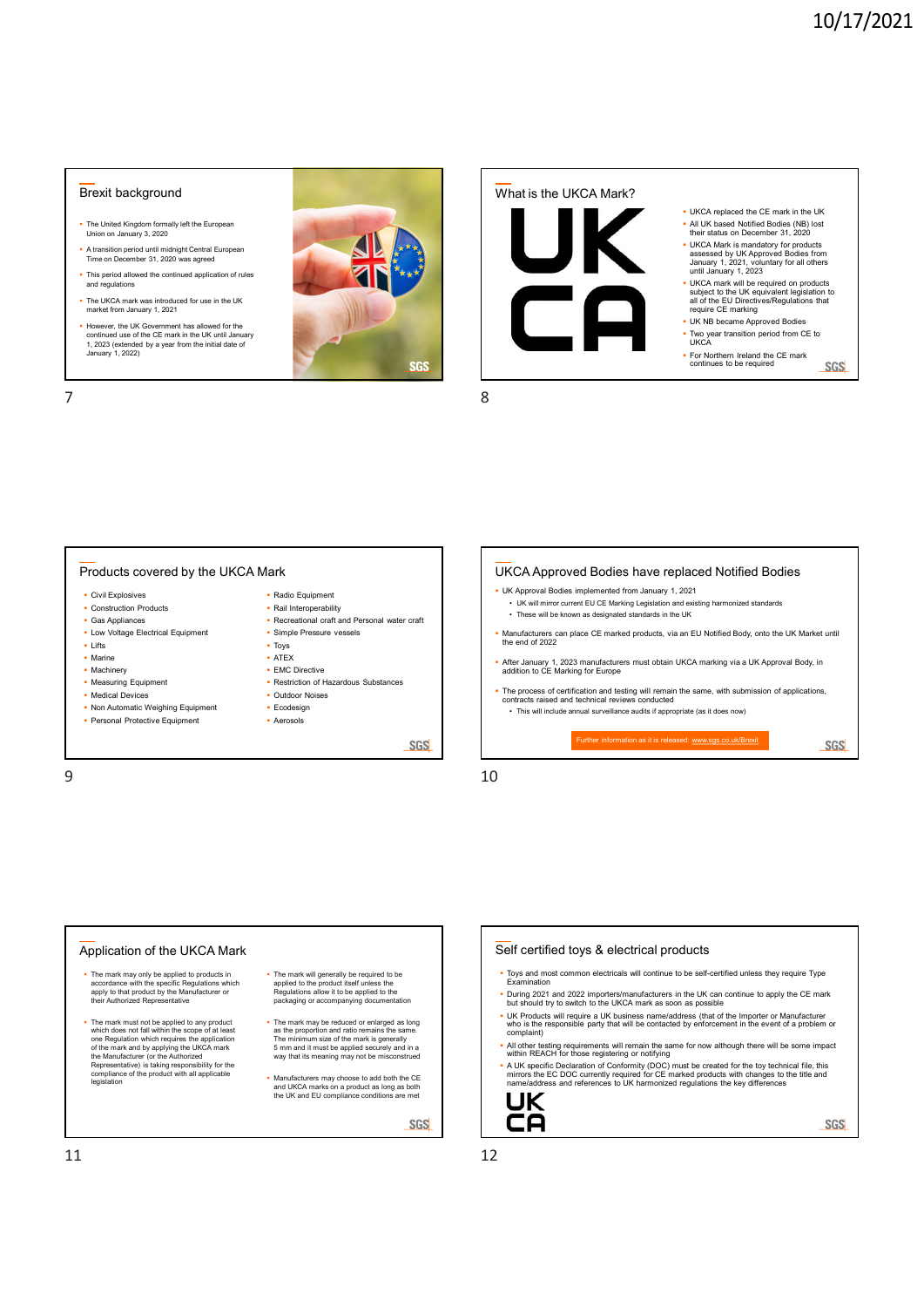## Brexit background

- The United Kingdom formally left the European Union on January 3, 2020
- A transition period until midnight Central European Time on December 31, 2020 was agreed
- This period allowed the continued application of rules and regulations
- The UKCA mark was introduced for use in the UK market from January 1, 2021
- However, the UK Government has allowed for the continued use of the CE mark in the UK until January 1, 2023 (extended by a year from the initial date of January 1, 2022)

## What is the UKCA Mark?

UK
CA

- UKCA replaced the CE mark in the UK
- All UK based Notified Bodies (NB) lost their status on December 31, 2020
- UKCA Mark is mandatory for products assessed by UK Approved Bodies from January 1, 2021, voluntary for all others until January 1, 2023
- UKCA mark will be required on products subject to the UK equivalent legislation to all of the EU Directives/Regulations that require CE marking
- UK NB became Approved Bodies
- Two year transition period from CE to UKCA
- For Northern Ireland the CE mark continues to be required

## Products covered by the UKCA Mark

- Civil Explosives
- Construction Products
- Gas Appliances
- Low Voltage Electrical Equipment
- Lifts
- Marine
- Machinery
- Measuring Equipment
- Medical Devices
- Non Automatic Weighing Equipment
- Personal Protective Equipment
- Radio Equipment
- Rail Interoperability
- Recreational craft and Personal water craft
- Simple Pressure vessels
- Toys
- ATEX
- EMC Directive
- Restriction of Hazardous Substances
- Outdoor Noises
- Ecodesign
- Aerosols

## UKCA Approved Bodies have replaced Notified Bodies

- UK Approval Bodies implemented from January 1, 2021
  - UK will mirror current EU CE Marking Legislation and existing harmonized standards
  - These will be known as designated standards in the UK
- Manufacturers can place CE marked products, via an EU Notified Body, onto the UK Market until the end of 2022
- After January 1, 2023 manufacturers must obtain UKCA marking via a UK Approval Body, in addition to CE Marking for Europe
- The process of certification and testing will remain the same, with submission of applications, contracts raised and technical reviews conducted
  - This will include annual surveillance audits if appropriate (as it does now)

Further information as it is released: www.sgs.co.uk/Brexit

## Application of the UKCA Mark

- The mark may only be applied to products in accordance with the specific Regulations which apply to that product by the Manufacturer or their Authorized Representative
- The mark must not be applied to any product which does not fall within the scope of at least one Regulation which requires the application of the mark and by applying the UKCA mark the Manufacturer (or the Authorized Representative) is taking responsibility for the compliance of the product with all applicable legislation
- The mark will generally be required to be applied to the product itself unless the Regulations allow it to be applied to the packaging or accompanying documentation
- The mark may be reduced or enlarged as long as the proportion and ratio remains the same. The minimum size of the mark is generally 5 mm and it must be applied securely and in a way that its meaning may not be misconstrued
- Manufacturers may choose to add both the CE and UKCA marks on a product as long as both the UK and EU compliance conditions are met

## Self certified toys & electrical products

- Toys and most common electricals will continue to be self-certified unless they require Type Examination
- During 2021 and 2022 importers/manufacturers in the UK can continue to apply the CE mark but should try to switch to the UKCA mark as soon as possible
- UK Products will require a UK business name/address (that of the Importer or Manufacturer who is the responsible party that will be contacted by enforcement in the event of a problem or complaint)
- All other testing requirements will remain the same for now although there will be some impact within REACH for those registering or notifying
- A UK specific Declaration of Conformity (DOC) must be created for the toy technical file, this mirrors the EC DOC currently required for CE marked products with changes to the title and name/address and references to UK harmonized regulations the key differences

UK
CA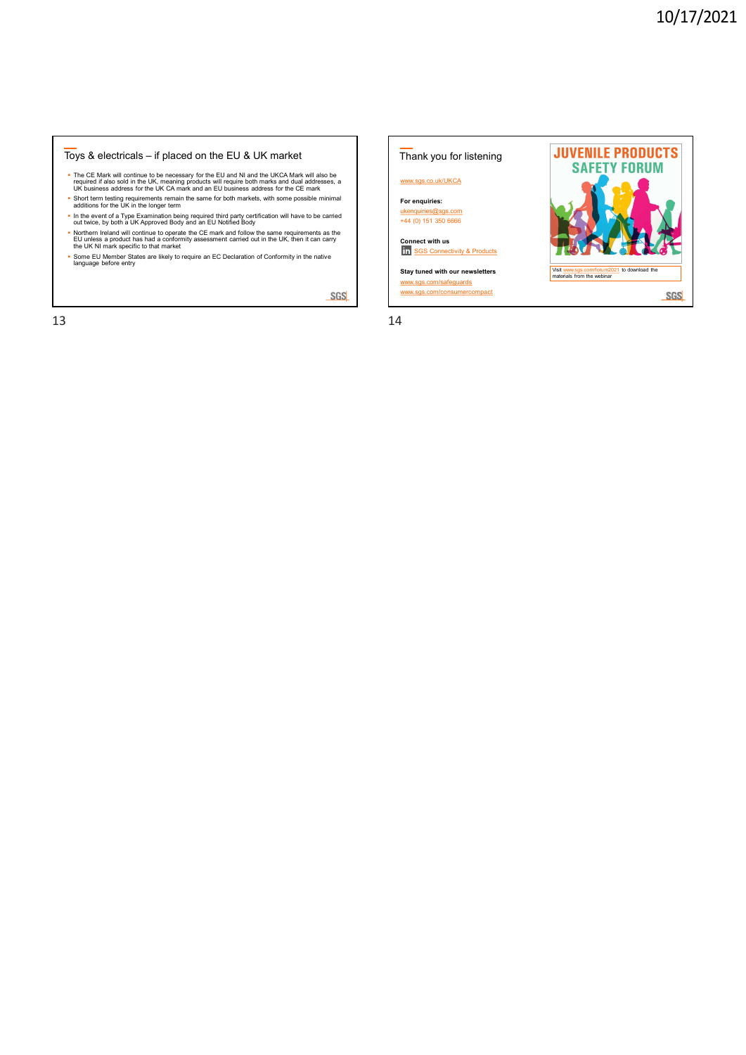## Toys & electricals – if placed on the EU & UK market

- The CE Mark will continue to be necessary for the EU and NI and the UKCA Mark will also be required if also sold in the UK, meaning products will require both marks and dual addresses, a UK business address for the UK CA mark and an EU business address for the CE mark
- Short term testing requirements remain the same for both markets, with some possible minimal additions for the UK in the longer term
- In the event of a Type Examination being required third party certification will have to be carried out twice, by both a UK Approved Body and an EU Notified Body
- Northern Ireland will continue to operate the CE mark and follow the same requirements as the EU unless a product has had a conformity assessment carried out in the UK, then it can carry the UK NI mark specific to that market
- Some EU Member States are likely to require an EC Declaration of Conformity in the native language before entry

## Thank you for listening

www.sgs.co.uk/UKCA

**For enquiries:**
ukenquiries@sgs.com
+44 (0) 151 350 6666

**Connect with us**
SGS Connectivity & Products

**Stay tuned with our newsletters**
www.sgs.com/safeguards
www.sgs.com/consumercompact

JUVENILE PRODUCTS SAFETY FORUM

Visit www.sgs.com/forum2021 to download the materials from the webinar